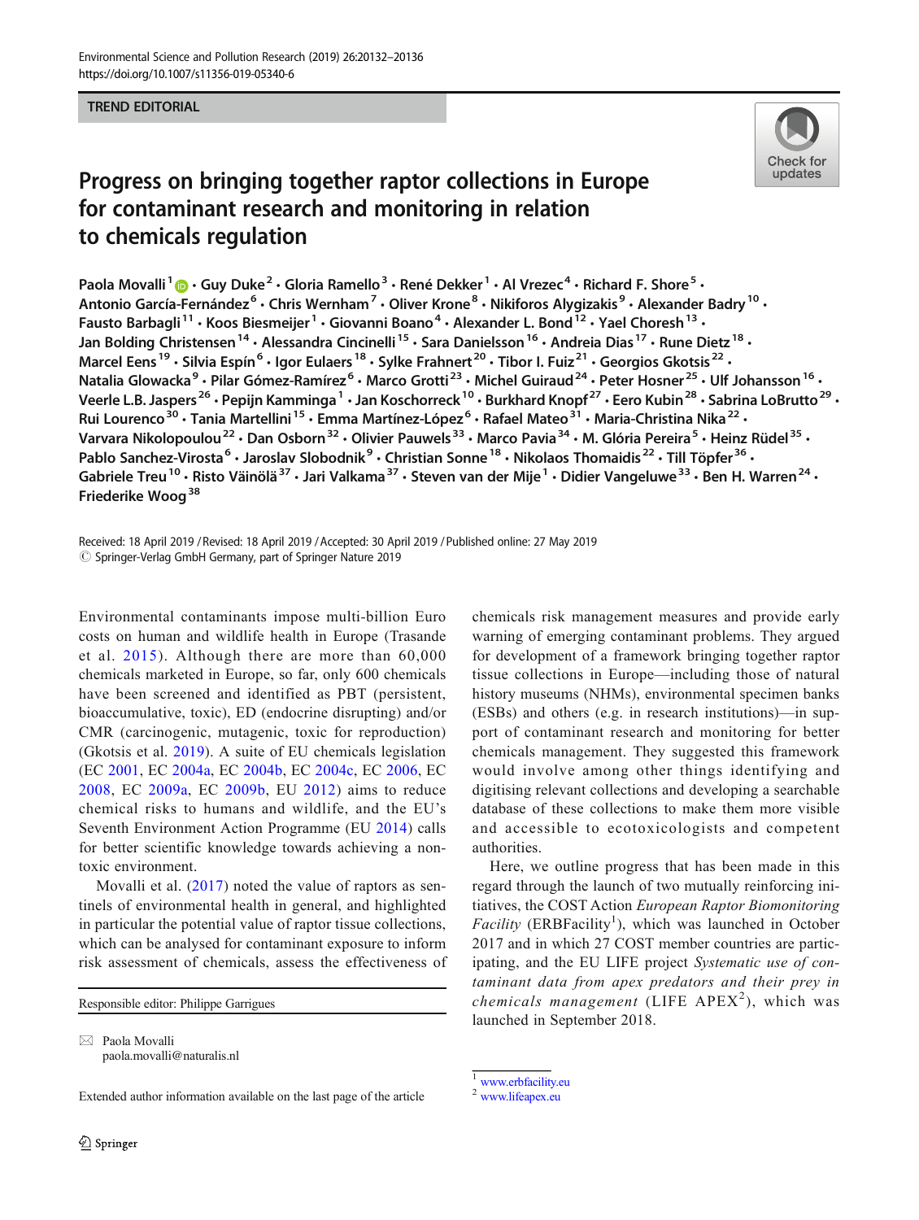TREND EDITORIAL

# Progress on bringing together raptor collections in Europe for contaminant research and monitoring in relation to chemicals regulation

Paola Movalli[1] · Guy Duke[2] · Gloria Ramello[3] · René Dekker[1] · Al Vrezec[4] · Richard F. Shore[5] · Antonio García-Fernández[6] · Chris Wernham[7] · Oliver Krone[8] · Nikiforos Alygizakis[9] · Alexander Badry[10] · Fausto Barbagli[11] · Koos Biesmeijer[1] · Giovanni Boano[4] · Alexander L. Bond[12] · Yael Choresh[13] · Jan Bolding Christensen[14] · Alessandra Cincinelli[15] · Sara Danielsson[16] · Andreia Dias[17] · Rune Dietz[18] · Marcel Eens[19] · Silvia Espín[6] · Igor Eulaers[18] · Sylke Frahnert[20] · Tibor I. Fuiz[21] · Georgios Gkotsis[22] · Natalia Glowacka[9] · Pilar Gómez-Ramírez[6] · Marco Grotti[23] · Michel Guiraud[24] · Peter Hosner[25] · Ulf Johansson[16] · Veerle L.B. Jaspers[26] · Pepijn Kamminga[1] · Jan Koschorreck[10] · Burkhard Knopf[27] · Eero Kubin[28] · Sabrina LoBrutto[29] · Rui Lourenco[30] · Tania Martellini[15] · Emma Martínez-López[6] · Rafael Mateo[31] · Maria-Christina Nika[22] · Varvara Nikolopoulou[22] · Dan Osborn[32] · Olivier Pauwels[33] · Marco Pavia[34] · M. Glória Pereira[5] · Heinz Rüdel[35] · Pablo Sanchez-Virosta[6] · Jaroslav Slobodnik[9] · Christian Sonne[18] · Nikolaos Thomaidis[22] · Till Töpfer[36] · Gabriele Treu[10] · Risto Väinölä[37] · Jari Valkama[37] · Steven van der Mije[1] · Didier Vangeluwe[33] · Ben H. Warren[24] · Friederike Woog[38]

Received: 18 April 2019 / Revised: 18 April 2019 / Accepted: 30 April 2019 / Published online: 27 May 2019
© Springer-Verlag GmbH Germany, part of Springer Nature 2019

Environmental contaminants impose multi-billion Euro costs on human and wildlife health in Europe (Trasande et al. 2015). Although there are more than 60,000 chemicals marketed in Europe, so far, only 600 chemicals have been screened and identified as PBT (persistent, bioaccumulative, toxic), ED (endocrine disrupting) and/or CMR (carcinogenic, mutagenic, toxic for reproduction) (Gkotsis et al. 2019). A suite of EU chemicals legislation (EC 2001, EC 2004a, EC 2004b, EC 2004c, EC 2006, EC 2008, EC 2009a, EC 2009b, EU 2012) aims to reduce chemical risks to humans and wildlife, and the EU's Seventh Environment Action Programme (EU 2014) calls for better scientific knowledge towards achieving a non-toxic environment.

Movalli et al. (2017) noted the value of raptors as sentinels of environmental health in general, and highlighted in particular the potential value of raptor tissue collections, which can be analysed for contaminant exposure to inform risk assessment of chemicals, assess the effectiveness of chemicals risk management measures and provide early warning of emerging contaminant problems. They argued for development of a framework bringing together raptor tissue collections in Europe—including those of natural history museums (NHMs), environmental specimen banks (ESBs) and others (e.g. in research institutions)—in support of contaminant research and monitoring for better chemicals management. They suggested this framework would involve among other things identifying and digitising relevant collections and developing a searchable database of these collections to make them more visible and accessible to ecotoxicologists and competent authorities.

Here, we outline progress that has been made in this regard through the launch of two mutually reinforcing initiatives, the COST Action *European Raptor Biomonitoring Facility* (ERBFacility[1]), which was launched in October 2017 and in which 27 COST member countries are participating, and the EU LIFE project *Systematic use of contaminant data from apex predators and their prey in chemicals management* (LIFE APEX[2]), which was launched in September 2018.

Responsible editor: Philippe Garrigues

✉ Paola Movalli
paola.movalli@naturalis.nl

Extended author information available on the last page of the article

[1] www.erbfacility.eu
[2] www.lifeapex.eu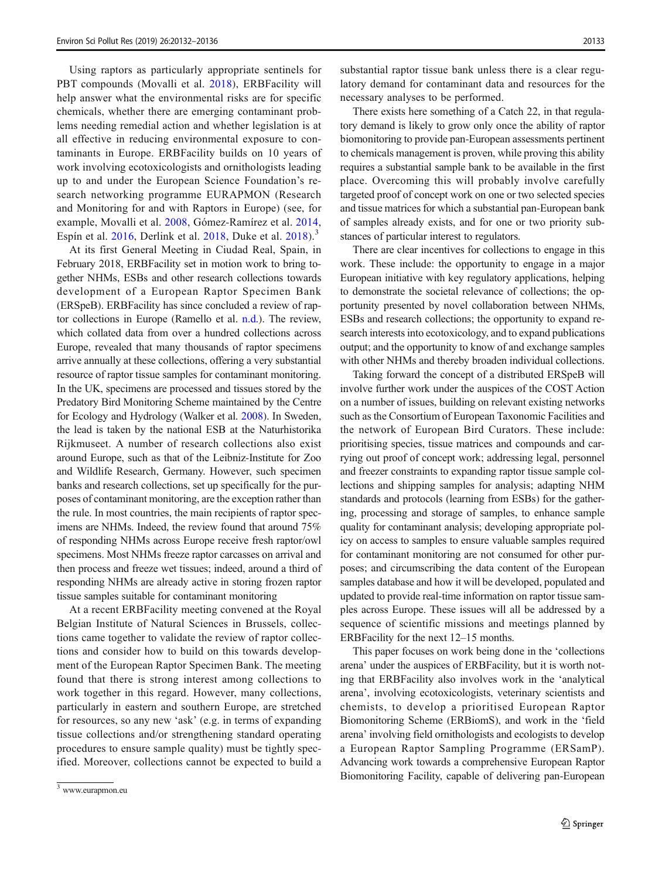Using raptors as particularly appropriate sentinels for PBT compounds (Movalli et al. 2018), ERBFacility will help answer what the environmental risks are for specific chemicals, whether there are emerging contaminant problems needing remedial action and whether legislation is at all effective in reducing environmental exposure to contaminants in Europe. ERBFacility builds on 10 years of work involving ecotoxicologists and ornithologists leading up to and under the European Science Foundation's research networking programme EURAPMON (Research and Monitoring for and with Raptors in Europe) (see, for example, Movalli et al. 2008, Gómez-Ramírez et al. 2014, Espín et al. 2016, Derlink et al. 2018, Duke et al. 2018).[3]

At its first General Meeting in Ciudad Real, Spain, in February 2018, ERBFacility set in motion work to bring together NHMs, ESBs and other research collections towards development of a European Raptor Specimen Bank (ERSpeB). ERBFacility has since concluded a review of raptor collections in Europe (Ramello et al. n.d.). The review, which collated data from over a hundred collections across Europe, revealed that many thousands of raptor specimens arrive annually at these collections, offering a very substantial resource of raptor tissue samples for contaminant monitoring. In the UK, specimens are processed and tissues stored by the Predatory Bird Monitoring Scheme maintained by the Centre for Ecology and Hydrology (Walker et al. 2008). In Sweden, the lead is taken by the national ESB at the Naturhistorika Rijkmuseet. A number of research collections also exist around Europe, such as that of the Leibniz-Institute for Zoo and Wildlife Research, Germany. However, such specimen banks and research collections, set up specifically for the purposes of contaminant monitoring, are the exception rather than the rule. In most countries, the main recipients of raptor specimens are NHMs. Indeed, the review found that around 75% of responding NHMs across Europe receive fresh raptor/owl specimens. Most NHMs freeze raptor carcasses on arrival and then process and freeze wet tissues; indeed, around a third of responding NHMs are already active in storing frozen raptor tissue samples suitable for contaminant monitoring

At a recent ERBFacility meeting convened at the Royal Belgian Institute of Natural Sciences in Brussels, collections came together to validate the review of raptor collections and consider how to build on this towards development of the European Raptor Specimen Bank. The meeting found that there is strong interest among collections to work together in this regard. However, many collections, particularly in eastern and southern Europe, are stretched for resources, so any new 'ask' (e.g. in terms of expanding tissue collections and/or strengthening standard operating procedures to ensure sample quality) must be tightly specified. Moreover, collections cannot be expected to build a substantial raptor tissue bank unless there is a clear regulatory demand for contaminant data and resources for the necessary analyses to be performed.

There exists here something of a Catch 22, in that regulatory demand is likely to grow only once the ability of raptor biomonitoring to provide pan-European assessments pertinent to chemicals management is proven, while proving this ability requires a substantial sample bank to be available in the first place. Overcoming this will probably involve carefully targeted proof of concept work on one or two selected species and tissue matrices for which a substantial pan-European bank of samples already exists, and for one or two priority substances of particular interest to regulators.

There are clear incentives for collections to engage in this work. These include: the opportunity to engage in a major European initiative with key regulatory applications, helping to demonstrate the societal relevance of collections; the opportunity presented by novel collaboration between NHMs, ESBs and research collections; the opportunity to expand research interests into ecotoxicology, and to expand publications output; and the opportunity to know of and exchange samples with other NHMs and thereby broaden individual collections.

Taking forward the concept of a distributed ERSpeB will involve further work under the auspices of the COST Action on a number of issues, building on relevant existing networks such as the Consortium of European Taxonomic Facilities and the network of European Bird Curators. These include: prioritising species, tissue matrices and compounds and carrying out proof of concept work; addressing legal, personnel and freezer constraints to expanding raptor tissue sample collections and shipping samples for analysis; adapting NHM standards and protocols (learning from ESBs) for the gathering, processing and storage of samples, to enhance sample quality for contaminant analysis; developing appropriate policy on access to samples to ensure valuable samples required for contaminant monitoring are not consumed for other purposes; and circumscribing the data content of the European samples database and how it will be developed, populated and updated to provide real-time information on raptor tissue samples across Europe. These issues will all be addressed by a sequence of scientific missions and meetings planned by ERBFacility for the next 12–15 months.

This paper focuses on work being done in the 'collections arena' under the auspices of ERBFacility, but it is worth noting that ERBFacility also involves work in the 'analytical arena', involving ecotoxicologists, veterinary scientists and chemists, to develop a prioritised European Raptor Biomonitoring Scheme (ERBiomS), and work in the 'field arena' involving field ornithologists and ecologists to develop a European Raptor Sampling Programme (ERSamP). Advancing work towards a comprehensive European Raptor Biomonitoring Facility, capable of delivering pan-European

[3] www.eurapmon.eu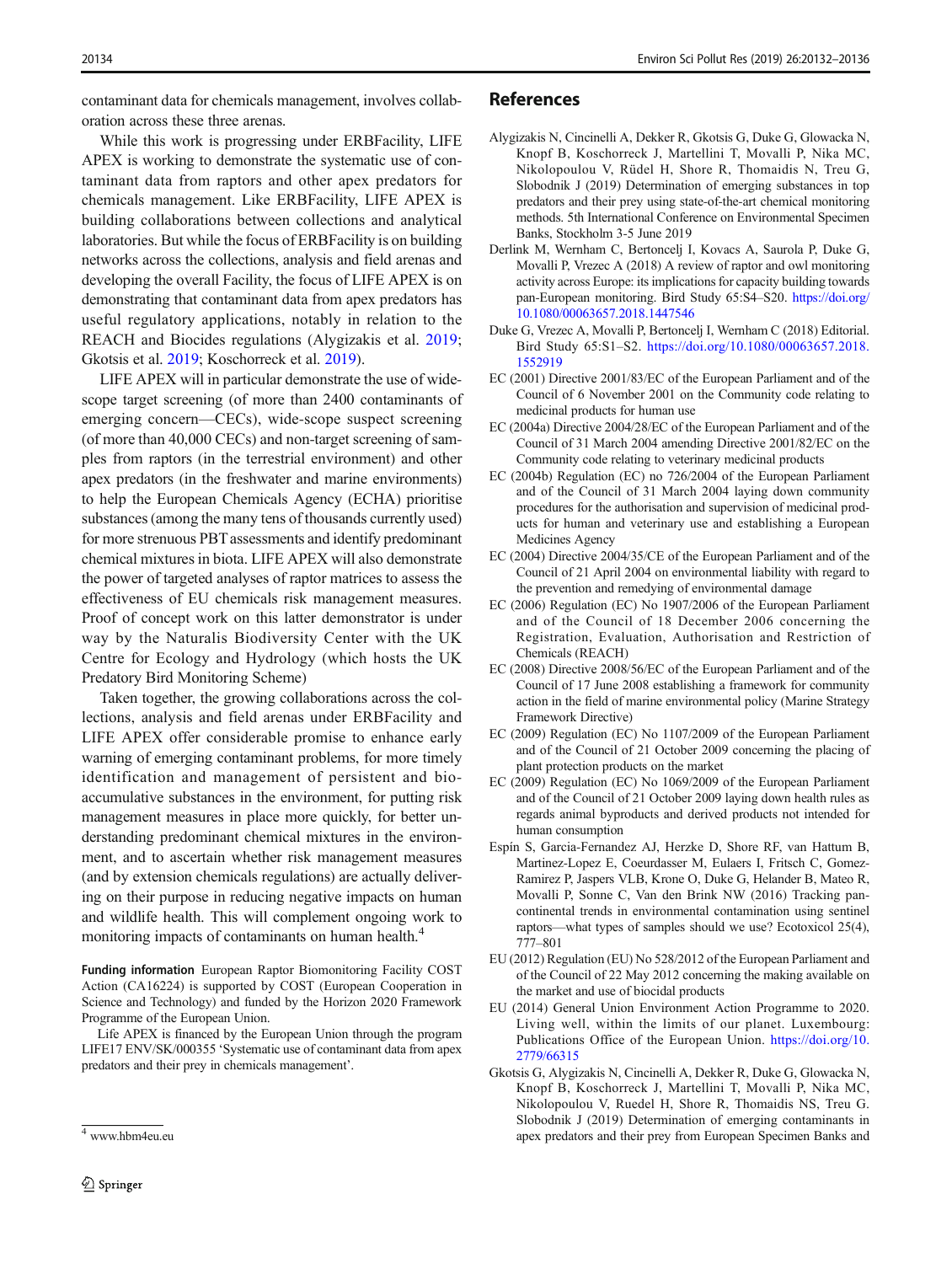contaminant data for chemicals management, involves collaboration across these three arenas.

While this work is progressing under ERBFacility, LIFE APEX is working to demonstrate the systematic use of contaminant data from raptors and other apex predators for chemicals management. Like ERBFacility, LIFE APEX is building collaborations between collections and analytical laboratories. But while the focus of ERBFacility is on building networks across the collections, analysis and field arenas and developing the overall Facility, the focus of LIFE APEX is on demonstrating that contaminant data from apex predators has useful regulatory applications, notably in relation to the REACH and Biocides regulations (Alygizakis et al. 2019; Gkotsis et al. 2019; Koschorreck et al. 2019).

LIFE APEX will in particular demonstrate the use of wide-scope target screening (of more than 2400 contaminants of emerging concern—CECs), wide-scope suspect screening (of more than 40,000 CECs) and non-target screening of samples from raptors (in the terrestrial environment) and other apex predators (in the freshwater and marine environments) to help the European Chemicals Agency (ECHA) prioritise substances (among the many tens of thousands currently used) for more strenuous PBT assessments and identify predominant chemical mixtures in biota. LIFE APEX will also demonstrate the power of targeted analyses of raptor matrices to assess the effectiveness of EU chemicals risk management measures. Proof of concept work on this latter demonstrator is under way by the Naturalis Biodiversity Center with the UK Centre for Ecology and Hydrology (which hosts the UK Predatory Bird Monitoring Scheme)

Taken together, the growing collaborations across the collections, analysis and field arenas under ERBFacility and LIFE APEX offer considerable promise to enhance early warning of emerging contaminant problems, for more timely identification and management of persistent and bioaccumulative substances in the environment, for putting risk management measures in place more quickly, for better understanding predominant chemical mixtures in the environment, and to ascertain whether risk management measures (and by extension chemicals regulations) are actually delivering on their purpose in reducing negative impacts on human and wildlife health. This will complement ongoing work to monitoring impacts of contaminants on human health.[4]

**Funding information** European Raptor Biomonitoring Facility COST Action (CA16224) is supported by COST (European Cooperation in Science and Technology) and funded by the Horizon 2020 Framework Programme of the European Union.

Life APEX is financed by the European Union through the program LIFE17 ENV/SK/000355 'Systematic use of contaminant data from apex predators and their prey in chemicals management'.

[4] www.hbm4eu.eu

## References

Alygizakis N, Cincinelli A, Dekker R, Gkotsis G, Duke G, Glowacka N, Knopf B, Koschorreck J, Martellini T, Movalli P, Nika MC, Nikolopoulou V, Rüdel H, Shore R, Thomaidis N, Treu G, Slobodnik J (2019) Determination of emerging substances in top predators and their prey using state-of-the-art chemical monitoring methods. 5th International Conference on Environmental Specimen Banks, Stockholm 3-5 June 2019

Derlink M, Wernham C, Bertoncelj I, Kovacs A, Saurola P, Duke G, Movalli P, Vrezec A (2018) A review of raptor and owl monitoring activity across Europe: its implications for capacity building towards pan-European monitoring. Bird Study 65:S4–S20. https://doi.org/10.1080/00063657.2018.1447546

Duke G, Vrezec A, Movalli P, Bertoncelj I, Wernham C (2018) Editorial. Bird Study 65:S1–S2. https://doi.org/10.1080/00063657.2018.1552919

EC (2001) Directive 2001/83/EC of the European Parliament and of the Council of 6 November 2001 on the Community code relating to medicinal products for human use

EC (2004a) Directive 2004/28/EC of the European Parliament and of the Council of 31 March 2004 amending Directive 2001/82/EC on the Community code relating to veterinary medicinal products

EC (2004b) Regulation (EC) no 726/2004 of the European Parliament and of the Council of 31 March 2004 laying down community procedures for the authorisation and supervision of medicinal products for human and veterinary use and establishing a European Medicines Agency

EC (2004) Directive 2004/35/CE of the European Parliament and of the Council of 21 April 2004 on environmental liability with regard to the prevention and remedying of environmental damage

EC (2006) Regulation (EC) No 1907/2006 of the European Parliament and of the Council of 18 December 2006 concerning the Registration, Evaluation, Authorisation and Restriction of Chemicals (REACH)

EC (2008) Directive 2008/56/EC of the European Parliament and of the Council of 17 June 2008 establishing a framework for community action in the field of marine environmental policy (Marine Strategy Framework Directive)

EC (2009) Regulation (EC) No 1107/2009 of the European Parliament and of the Council of 21 October 2009 concerning the placing of plant protection products on the market

EC (2009) Regulation (EC) No 1069/2009 of the European Parliament and of the Council of 21 October 2009 laying down health rules as regards animal byproducts and derived products not intended for human consumption

Espín S, Garcia-Fernandez AJ, Herzke D, Shore RF, van Hattum B, Martinez-Lopez E, Coeurdassier M, Eulaers I, Fritsch C, Gomez-Ramirez P, Jaspers VLB, Krone O, Duke G, Helander B, Mateo R, Movalli P, Sonne C, Van den Brink NW (2016) Tracking pan-continental trends in environmental contamination using sentinel raptors—what types of samples should we use? Ecotoxicol 25(4), 777–801

EU (2012) Regulation (EU) No 528/2012 of the European Parliament and of the Council of 22 May 2012 concerning the making available on the market and use of biocidal products

EU (2014) General Union Environment Action Programme to 2020. Living well, within the limits of our planet. Luxembourg: Publications Office of the European Union. https://doi.org/10.2779/66315

Gkotsis G, Alygizakis N, Cincinelli A, Dekker R, Duke G, Glowacka N, Knopf B, Koschorreck J, Martellini T, Movalli P, Nika MC, Nikolopoulou V, Ruedel H, Shore R, Thomaidis NS, Treu G. Slobodnik J (2019) Determination of emerging contaminants in apex predators and their prey from European Specimen Banks and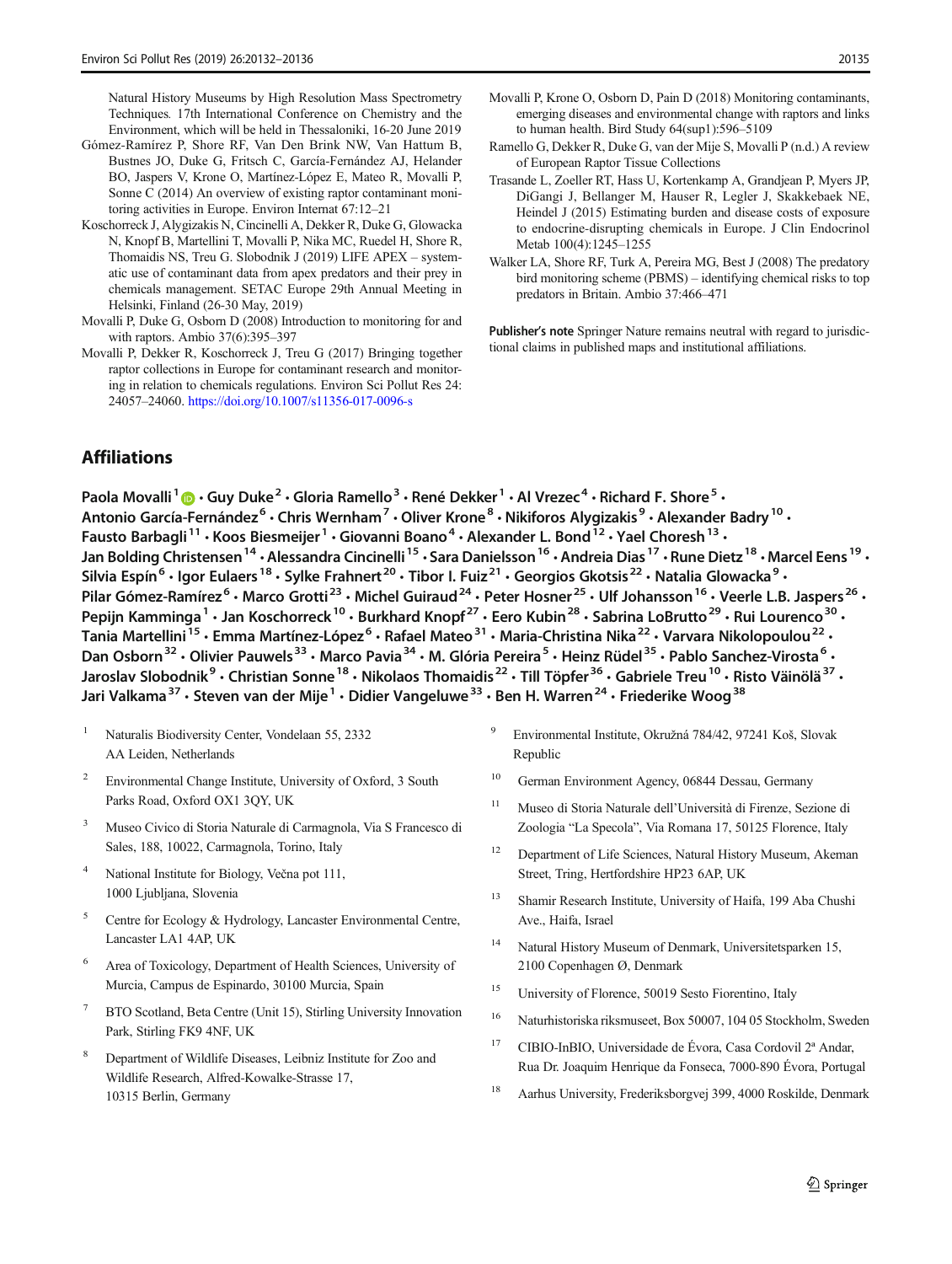Natural History Museums by High Resolution Mass Spectrometry Techniques. 17th International Conference on Chemistry and the Environment, which will be held in Thessaloniki, 16-20 June 2019

Gómez-Ramírez P, Shore RF, Van Den Brink NW, Van Hattum B, Bustnes JO, Duke G, Fritsch C, García-Fernández AJ, Helander BO, Jaspers V, Krone O, Martínez-López E, Mateo R, Movalli P, Sonne C (2014) An overview of existing raptor contaminant monitoring activities in Europe. Environ Internat 67:12–21

Koschorreck J, Alygizakis N, Cincinelli A, Dekker R, Duke G, Glowacka N, Knopf B, Martellini T, Movalli P, Nika MC, Ruedel H, Shore R, Thomaidis NS, Treu G. Slobodnik J (2019) LIFE APEX – systematic use of contaminant data from apex predators and their prey in chemicals management. SETAC Europe 29th Annual Meeting in Helsinki, Finland (26-30 May, 2019)

Movalli P, Duke G, Osborn D (2008) Introduction to monitoring for and with raptors. Ambio 37(6):395–397

Movalli P, Dekker R, Koschorreck J, Treu G (2017) Bringing together raptor collections in Europe for contaminant research and monitoring in relation to chemicals regulations. Environ Sci Pollut Res 24: 24057–24060. https://doi.org/10.1007/s11356-017-0096-s

Movalli P, Krone O, Osborn D, Pain D (2018) Monitoring contaminants, emerging diseases and environmental change with raptors and links to human health. Bird Study 64(sup1):596–5109

Ramello G, Dekker R, Duke G, van der Mije S, Movalli P (n.d.) A review of European Raptor Tissue Collections

Trasande L, Zoeller RT, Hass U, Kortenkamp A, Grandjean P, Myers JP, DiGangi J, Bellanger M, Hauser R, Legler J, Skakkebaek NE, Heindel J (2015) Estimating burden and disease costs of exposure to endocrine-disrupting chemicals in Europe. J Clin Endocrinol Metab 100(4):1245–1255

Walker LA, Shore RF, Turk A, Pereira MG, Best J (2008) The predatory bird monitoring scheme (PBMS) – identifying chemical risks to top predators in Britain. Ambio 37:466–471

**Publisher's note** Springer Nature remains neutral with regard to jurisdictional claims in published maps and institutional affiliations.

## Affiliations

**Paola Movalli[1] · Guy Duke[2] · Gloria Ramello[3] · René Dekker[1] · Al Vrezec[4] · Richard F. Shore[5] · Antonio García-Fernández[6] · Chris Wernham[7] · Oliver Krone[8] · Nikiforos Alygizakis[9] · Alexander Badry[10] · Fausto Barbagli[11] · Koos Biesmeijer[1] · Giovanni Boano[4] · Alexander L. Bond[12] · Yael Choresh[13] · Jan Bolding Christensen[14] · Alessandra Cincinelli[15] · Sara Danielsson[16] · Andreia Dias[17] · Rune Dietz[18] · Marcel Eens[19] · Silvia Espín[6] · Igor Eulaers[18] · Sylke Frahnert[20] · Tibor I. Fuiz[21] · Georgios Gkotsis[22] · Natalia Glowacka[9] · Pilar Gómez-Ramírez[6] · Marco Grotti[23] · Michel Guiraud[24] · Peter Hosner[25] · Ulf Johansson[16] · Veerle L.B. Jaspers[26] · Pepijn Kamminga[1] · Jan Koschorreck[10] · Burkhard Knopf[27] · Eero Kubin[28] · Sabrina LoBrutto[29] · Rui Lourenco[30] · Tania Martellini[15] · Emma Martínez-López[6] · Rafael Mateo[31] · Maria-Christina Nika[22] · Varvara Nikolopoulou[22] · Dan Osborn[32] · Olivier Pauwels[33] · Marco Pavia[34] · M. Glória Pereira[5] · Heinz Rüdel[35] · Pablo Sanchez-Virosta[6] · Jaroslav Slobodnik[9] · Christian Sonne[18] · Nikolaos Thomaidis[22] · Till Töpfer[36] · Gabriele Treu[10] · Risto Väinölä[37] · Jari Valkama[37] · Steven van der Mije[1] · Didier Vangeluwe[33] · Ben H. Warren[24] · Friederike Woog[38]**

[1] Naturalis Biodiversity Center, Vondelaan 55, 2332 AA Leiden, Netherlands

[2] Environmental Change Institute, University of Oxford, 3 South Parks Road, Oxford OX1 3QY, UK

[3] Museo Civico di Storia Naturale di Carmagnola, Via S Francesco di Sales, 188, 10022, Carmagnola, Torino, Italy

[4] National Institute for Biology, Večna pot 111, 1000 Ljubljana, Slovenia

[5] Centre for Ecology & Hydrology, Lancaster Environmental Centre, Lancaster LA1 4AP, UK

[6] Area of Toxicology, Department of Health Sciences, University of Murcia, Campus de Espinardo, 30100 Murcia, Spain

[7] BTO Scotland, Beta Centre (Unit 15), Stirling University Innovation Park, Stirling FK9 4NF, UK

[8] Department of Wildlife Diseases, Leibniz Institute for Zoo and Wildlife Research, Alfred-Kowalke-Strasse 17, 10315 Berlin, Germany

[9] Environmental Institute, Okružná 784/42, 97241 Koš, Slovak Republic

[10] German Environment Agency, 06844 Dessau, Germany

[11] Museo di Storia Naturale dell'Università di Firenze, Sezione di Zoologia "La Specola", Via Romana 17, 50125 Florence, Italy

[12] Department of Life Sciences, Natural History Museum, Akeman Street, Tring, Hertfordshire HP23 6AP, UK

[13] Shamir Research Institute, University of Haifa, 199 Aba Chushi Ave., Haifa, Israel

[14] Natural History Museum of Denmark, Universitetsparken 15, 2100 Copenhagen Ø, Denmark

[15] University of Florence, 50019 Sesto Fiorentino, Italy

[16] Naturhistoriska riksmuseet, Box 50007, 104 05 Stockholm, Sweden

[17] CIBIO-InBIO, Universidade de Évora, Casa Cordovil 2ª Andar, Rua Dr. Joaquim Henrique da Fonseca, 7000-890 Évora, Portugal

[18] Aarhus University, Frederiksborgvej 399, 4000 Roskilde, Denmark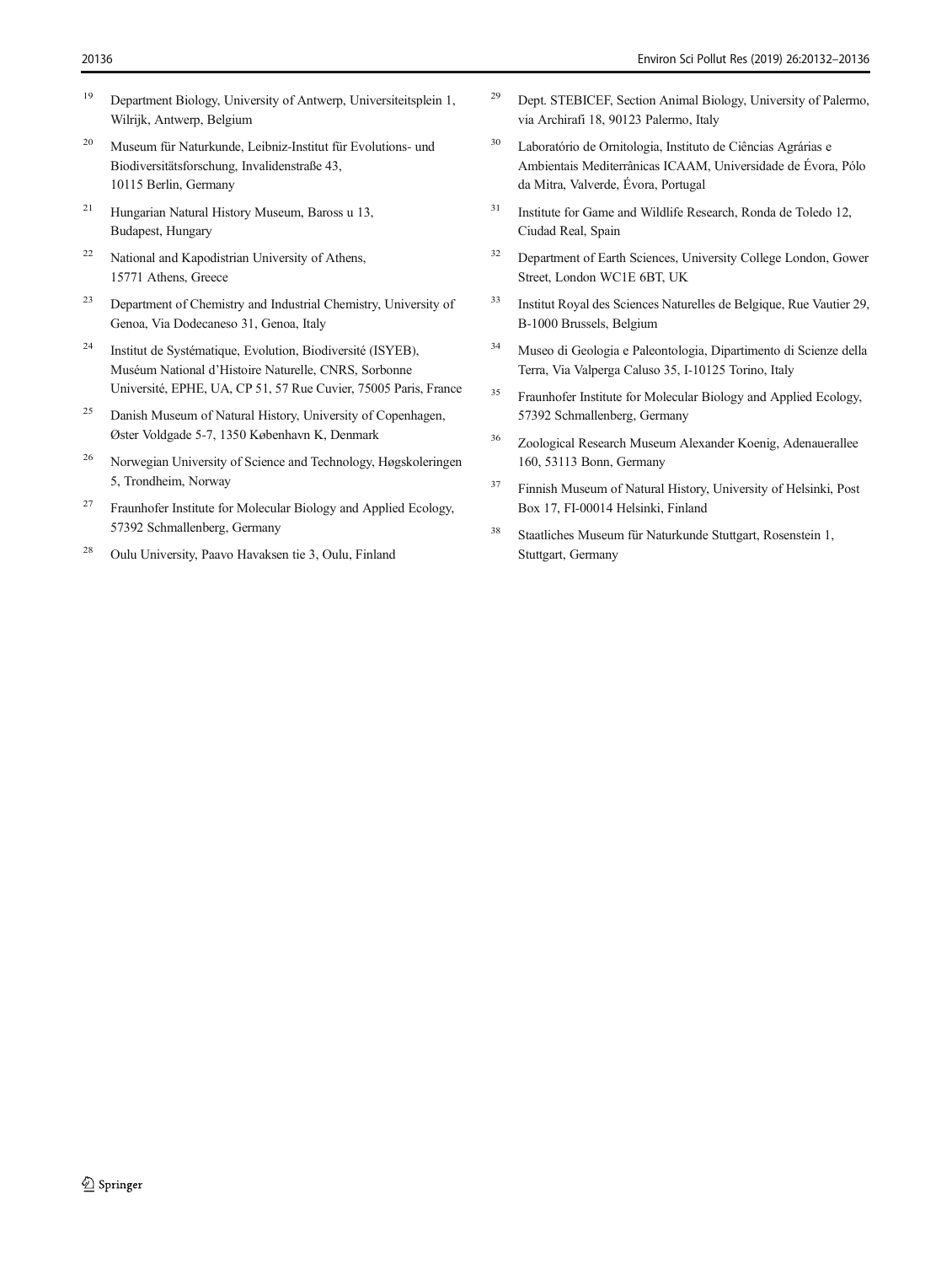[19] Department Biology, University of Antwerp, Universiteitsplein 1, Wilrijk, Antwerp, Belgium

[20] Museum für Naturkunde, Leibniz-Institut für Evolutions- und Biodiversitätsforschung, Invalidenstraße 43, 10115 Berlin, Germany

[21] Hungarian Natural History Museum, Baross u 13, Budapest, Hungary

[22] National and Kapodistrian University of Athens, 15771 Athens, Greece

[23] Department of Chemistry and Industrial Chemistry, University of Genoa, Via Dodecaneso 31, Genoa, Italy

[24] Institut de Systématique, Evolution, Biodiversité (ISYEB), Muséum National d'Histoire Naturelle, CNRS, Sorbonne Université, EPHE, UA, CP 51, 57 Rue Cuvier, 75005 Paris, France

[25] Danish Museum of Natural History, University of Copenhagen, Øster Voldgade 5-7, 1350 København K, Denmark

[26] Norwegian University of Science and Technology, Høgskoleringen 5, Trondheim, Norway

[27] Fraunhofer Institute for Molecular Biology and Applied Ecology, 57392 Schmallenberg, Germany

[28] Oulu University, Paavo Havaksen tie 3, Oulu, Finland

[29] Dept. STEBICEF, Section Animal Biology, University of Palermo, via Archirafi 18, 90123 Palermo, Italy

[30] Laboratório de Ornitologia, Instituto de Ciências Agrárias e Ambientais Mediterrânicas ICAAM, Universidade de Évora, Pólo da Mitra, Valverde, Évora, Portugal

[31] Institute for Game and Wildlife Research, Ronda de Toledo 12, Ciudad Real, Spain

[32] Department of Earth Sciences, University College London, Gower Street, London WC1E 6BT, UK

[33] Institut Royal des Sciences Naturelles de Belgique, Rue Vautier 29, B-1000 Brussels, Belgium

[34] Museo di Geologia e Paleontologia, Dipartimento di Scienze della Terra, Via Valperga Caluso 35, I-10125 Torino, Italy

[35] Fraunhofer Institute for Molecular Biology and Applied Ecology, 57392 Schmallenberg, Germany

[36] Zoological Research Museum Alexander Koenig, Adenauerallee 160, 53113 Bonn, Germany

[37] Finnish Museum of Natural History, University of Helsinki, Post Box 17, FI-00014 Helsinki, Finland

[38] Staatliches Museum für Naturkunde Stuttgart, Rosenstein 1, Stuttgart, Germany